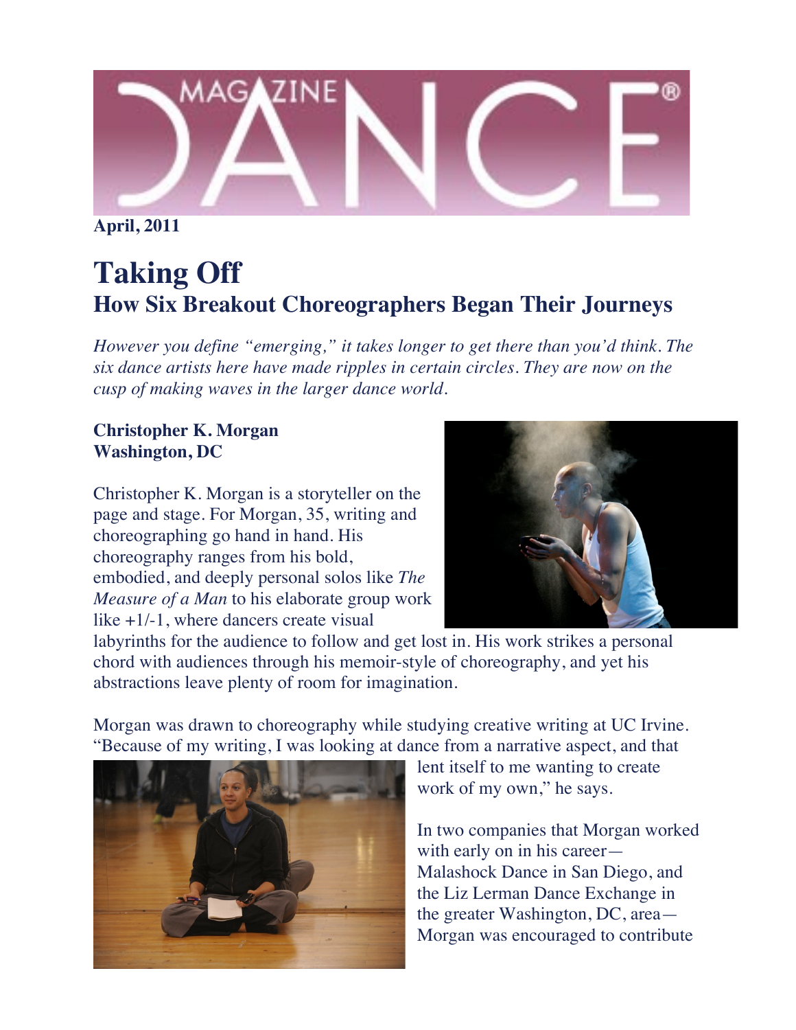**April, 2011**

# Taking Off

## How Six Breakout Choreographers Began Their Journeys

*However you define "emerging," it takes longer to get there than you'd think. The six dance artists here have made ripples in certain circles. They are now on the cusp of making waves in the larger dance world.*

**Christopher K. Morgan**
**Washington, DC**

Christopher K. Morgan is a storyteller on the page and stage. For Morgan, 35, writing and choreographing go hand in hand. His choreography ranges from his bold, embodied, and deeply personal solos like *The Measure of a Man* to his elaborate group work like +1/-1, where dancers create visual labyrinths for the audience to follow and get lost in. His work strikes a personal chord with audiences through his memoir-style of choreography, and yet his abstractions leave plenty of room for imagination.

Morgan was drawn to choreography while studying creative writing at UC Irvine. "Because of my writing, I was looking at dance from a narrative aspect, and that lent itself to me wanting to create work of my own," he says.

In two companies that Morgan worked with early on in his career—Malashock Dance in San Diego, and the Liz Lerman Dance Exchange in the greater Washington, DC, area—Morgan was encouraged to contribute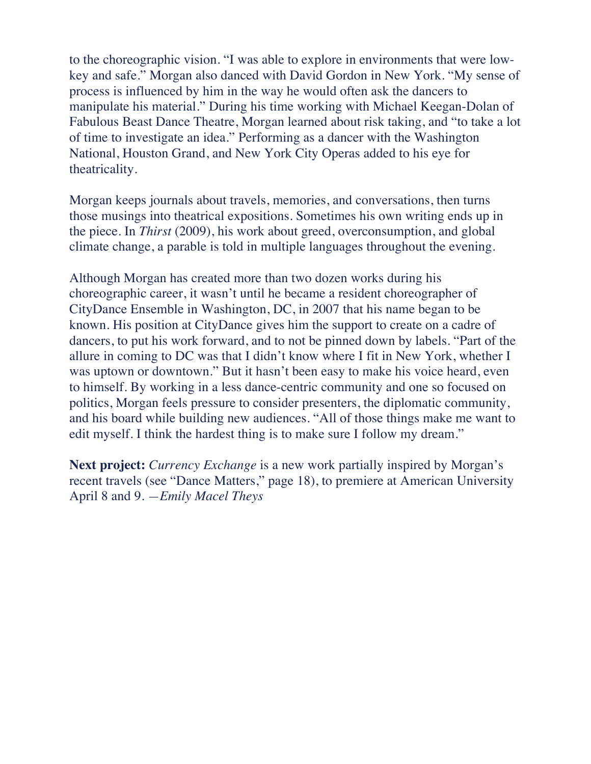to the choreographic vision. "I was able to explore in environments that were low-key and safe." Morgan also danced with David Gordon in New York. "My sense of process is influenced by him in the way he would often ask the dancers to manipulate his material." During his time working with Michael Keegan-Dolan of Fabulous Beast Dance Theatre, Morgan learned about risk taking, and "to take a lot of time to investigate an idea." Performing as a dancer with the Washington National, Houston Grand, and New York City Operas added to his eye for theatricality.

Morgan keeps journals about travels, memories, and conversations, then turns those musings into theatrical expositions. Sometimes his own writing ends up in the piece. In *Thirst* (2009), his work about greed, overconsumption, and global climate change, a parable is told in multiple languages throughout the evening.

Although Morgan has created more than two dozen works during his choreographic career, it wasn't until he became a resident choreographer of CityDance Ensemble in Washington, DC, in 2007 that his name began to be known. His position at CityDance gives him the support to create on a cadre of dancers, to put his work forward, and to not be pinned down by labels. "Part of the allure in coming to DC was that I didn't know where I fit in New York, whether I was uptown or downtown." But it hasn't been easy to make his voice heard, even to himself. By working in a less dance-centric community and one so focused on politics, Morgan feels pressure to consider presenters, the diplomatic community, and his board while building new audiences. "All of those things make me want to edit myself. I think the hardest thing is to make sure I follow my dream."

**Next project:** *Currency Exchange* is a new work partially inspired by Morgan's recent travels (see "Dance Matters," page 18), to premiere at American University April 8 and 9. —*Emily Macel Theys*